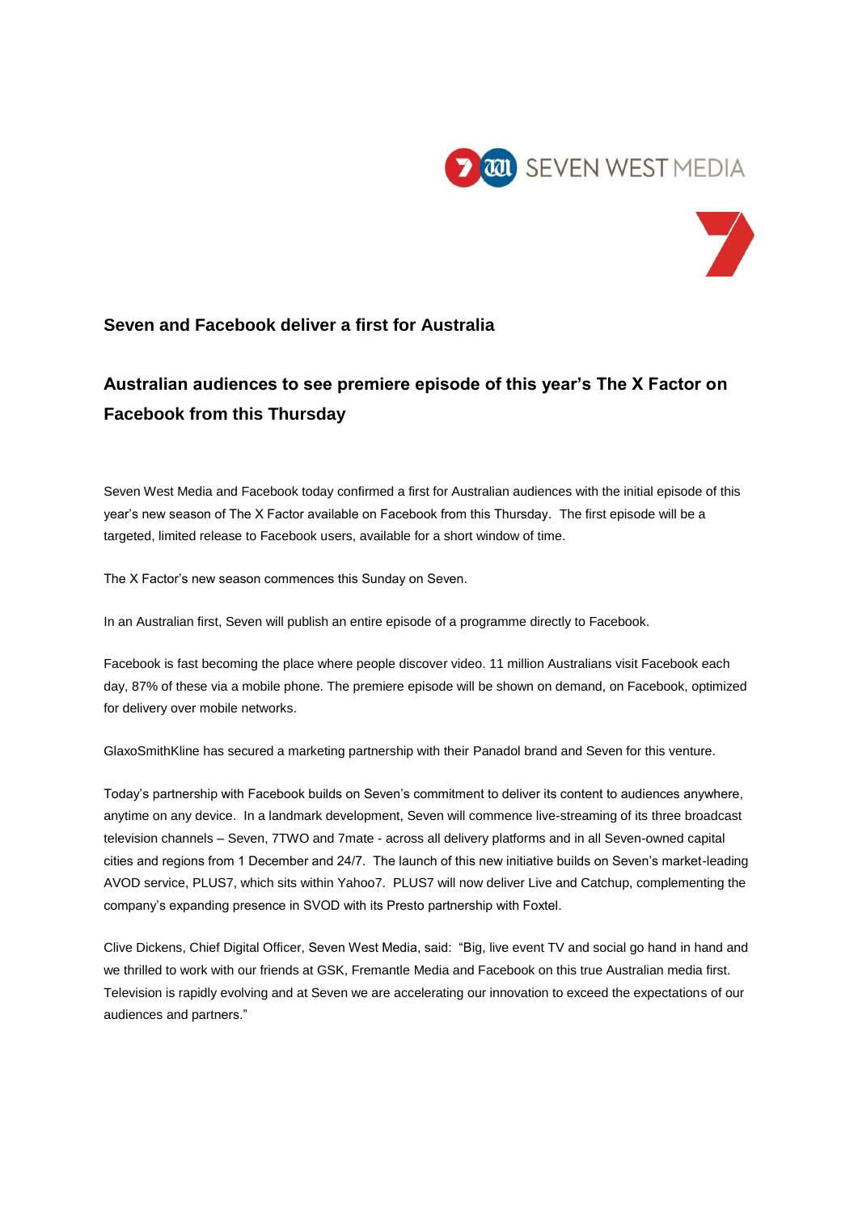## Seven and Facebook deliver a first for Australia

## Australian audiences to see premiere episode of this year's The X Factor on Facebook from this Thursday

Seven West Media and Facebook today confirmed a first for Australian audiences with the initial episode of this year's new season of The X Factor available on Facebook from this Thursday. The first episode will be a targeted, limited release to Facebook users, available for a short window of time.

The X Factor's new season commences this Sunday on Seven.

In an Australian first, Seven will publish an entire episode of a programme directly to Facebook.

Facebook is fast becoming the place where people discover video. 11 million Australians visit Facebook each day, 87% of these via a mobile phone. The premiere episode will be shown on demand, on Facebook, optimized for delivery over mobile networks.

GlaxoSmithKline has secured a marketing partnership with their Panadol brand and Seven for this venture.

Today's partnership with Facebook builds on Seven's commitment to deliver its content to audiences anywhere, anytime on any device. In a landmark development, Seven will commence live-streaming of its three broadcast television channels – Seven, 7TWO and 7mate - across all delivery platforms and in all Seven-owned capital cities and regions from 1 December and 24/7. The launch of this new initiative builds on Seven's market-leading AVOD service, PLUS7, which sits within Yahoo7. PLUS7 will now deliver Live and Catchup, complementing the company's expanding presence in SVOD with its Presto partnership with Foxtel.

Clive Dickens, Chief Digital Officer, Seven West Media, said: "Big, live event TV and social go hand in hand and we thrilled to work with our friends at GSK, Fremantle Media and Facebook on this true Australian media first. Television is rapidly evolving and at Seven we are accelerating our innovation to exceed the expectations of our audiences and partners."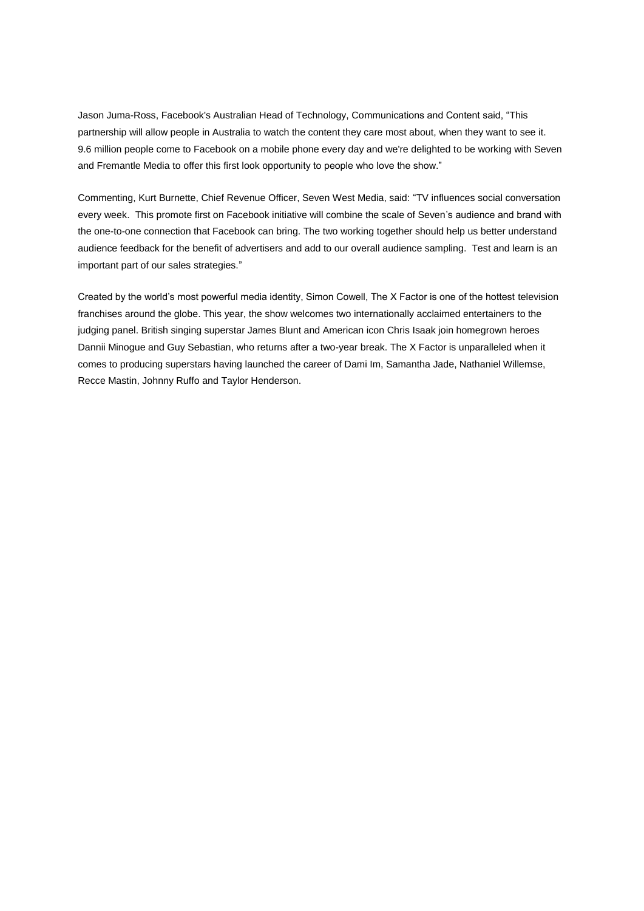Jason Juma-Ross, Facebook's Australian Head of Technology, Communications and Content said, "This partnership will allow people in Australia to watch the content they care most about, when they want to see it. 9.6 million people come to Facebook on a mobile phone every day and we're delighted to be working with Seven and Fremantle Media to offer this first look opportunity to people who love the show."

Commenting, Kurt Burnette, Chief Revenue Officer, Seven West Media, said: "TV influences social conversation every week. This promote first on Facebook initiative will combine the scale of Seven's audience and brand with the one-to-one connection that Facebook can bring. The two working together should help us better understand audience feedback for the benefit of advertisers and add to our overall audience sampling. Test and learn is an important part of our sales strategies."

Created by the world's most powerful media identity, Simon Cowell, The X Factor is one of the hottest television franchises around the globe. This year, the show welcomes two internationally acclaimed entertainers to the judging panel. British singing superstar James Blunt and American icon Chris Isaak join homegrown heroes Dannii Minogue and Guy Sebastian, who returns after a two-year break. The X Factor is unparalleled when it comes to producing superstars having launched the career of Dami Im, Samantha Jade, Nathaniel Willemse, Recce Mastin, Johnny Ruffo and Taylor Henderson.